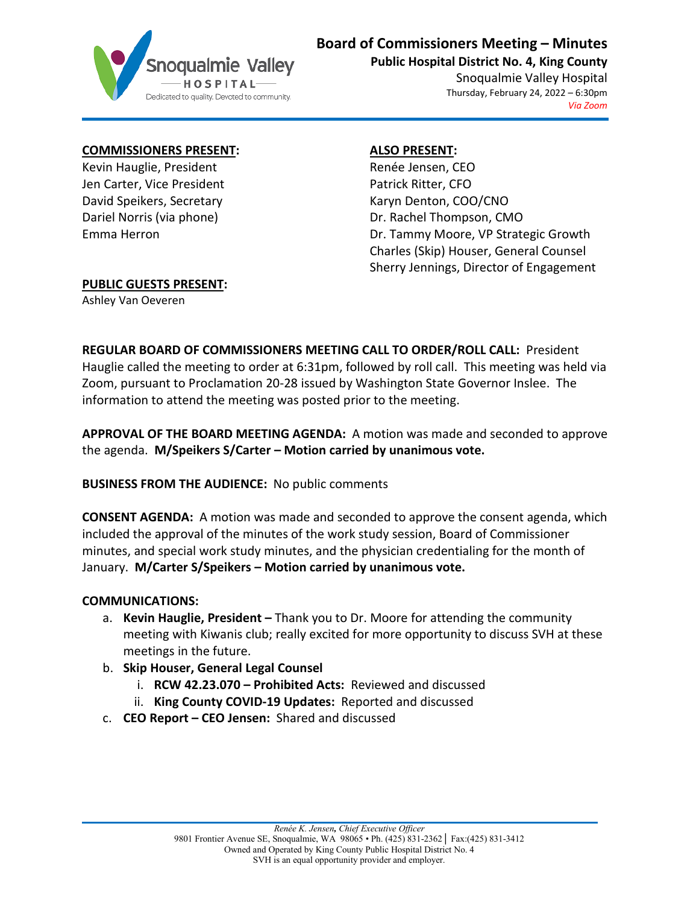# Board of Commissioners Meeting – Minutes

**Public Hospital District No. 4, King County**

Snoqualmie Valley Hospital

Thursday, February 24, 2022 – 6:30pm

*Via Zoom*

**COMMISSIONERS PRESENT:**

Kevin Hauglie, President
Jen Carter, Vice President
David Speikers, Secretary
Dariel Norris (via phone)
Emma Herron

**ALSO PRESENT:**

Renée Jensen, CEO
Patrick Ritter, CFO
Karyn Denton, COO/CNO
Dr. Rachel Thompson, CMO
Dr. Tammy Moore, VP Strategic Growth
Charles (Skip) Houser, General Counsel
Sherry Jennings, Director of Engagement

**PUBLIC GUESTS PRESENT:**

Ashley Van Oeveren

**REGULAR BOARD OF COMMISSIONERS MEETING CALL TO ORDER/ROLL CALL:** President Hauglie called the meeting to order at 6:31pm, followed by roll call. This meeting was held via Zoom, pursuant to Proclamation 20-28 issued by Washington State Governor Inslee. The information to attend the meeting was posted prior to the meeting.

**APPROVAL OF THE BOARD MEETING AGENDA:** A motion was made and seconded to approve the agenda. **M/Speikers S/Carter – Motion carried by unanimous vote.**

**BUSINESS FROM THE AUDIENCE:** No public comments

**CONSENT AGENDA:** A motion was made and seconded to approve the consent agenda, which included the approval of the minutes of the work study session, Board of Commissioner minutes, and special work study minutes, and the physician credentialing for the month of January. **M/Carter S/Speikers – Motion carried by unanimous vote.**

**COMMUNICATIONS:**

a. **Kevin Hauglie, President –** Thank you to Dr. Moore for attending the community meeting with Kiwanis club; really excited for more opportunity to discuss SVH at these meetings in the future.
b. **Skip Houser, General Legal Counsel**
    i. **RCW 42.23.070 – Prohibited Acts:** Reviewed and discussed
    ii. **King County COVID-19 Updates:** Reported and discussed
c. **CEO Report – CEO Jensen:** Shared and discussed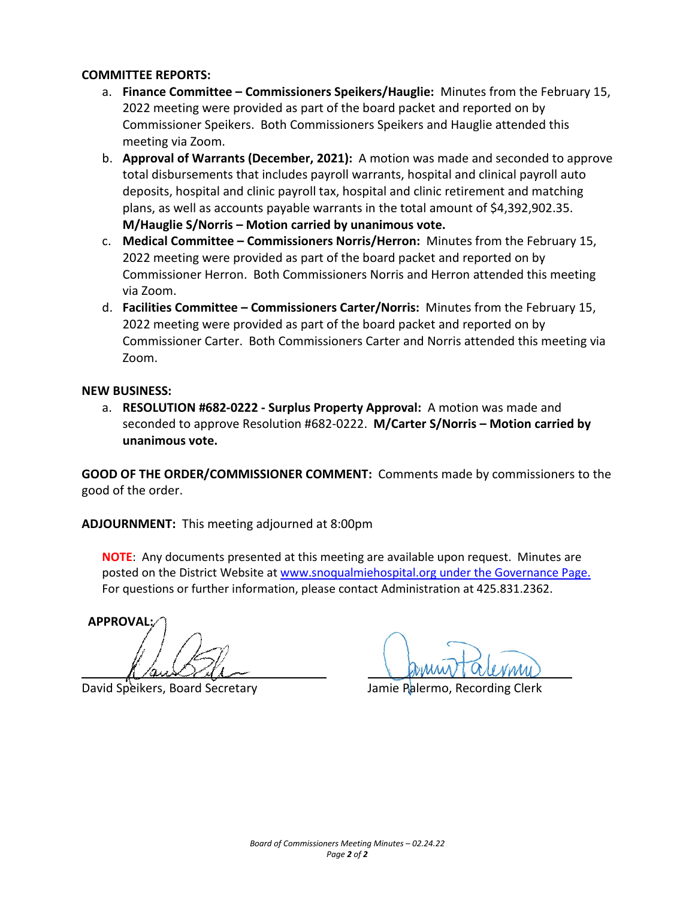**COMMITTEE REPORTS:**

a. **Finance Committee – Commissioners Speikers/Hauglie:** Minutes from the February 15, 2022 meeting were provided as part of the board packet and reported on by Commissioner Speikers. Both Commissioners Speikers and Hauglie attended this meeting via Zoom.

b. **Approval of Warrants (December, 2021):** A motion was made and seconded to approve total disbursements that includes payroll warrants, hospital and clinical payroll auto deposits, hospital and clinic payroll tax, hospital and clinic retirement and matching plans, as well as accounts payable warrants in the total amount of $4,392,902.35. **M/Hauglie S/Norris – Motion carried by unanimous vote.**

c. **Medical Committee – Commissioners Norris/Herron:** Minutes from the February 15, 2022 meeting were provided as part of the board packet and reported on by Commissioner Herron. Both Commissioners Norris and Herron attended this meeting via Zoom.

d. **Facilities Committee – Commissioners Carter/Norris:** Minutes from the February 15, 2022 meeting were provided as part of the board packet and reported on by Commissioner Carter. Both Commissioners Carter and Norris attended this meeting via Zoom.

**NEW BUSINESS:**

a. **RESOLUTION #682-0222 - Surplus Property Approval:** A motion was made and seconded to approve Resolution #682-0222. **M/Carter S/Norris – Motion carried by unanimous vote.**

**GOOD OF THE ORDER/COMMISSIONER COMMENT:** Comments made by commissioners to the good of the order.

**ADJOURNMENT:** This meeting adjourned at 8:00pm

**NOTE**: Any documents presented at this meeting are available upon request. Minutes are posted on the District Website at www.snoqualmiehospital.org under the Governance Page. For questions or further information, please contact Administration at 425.831.2362.

**APPROVAL:**

David Speikers, Board Secretary

Jamie Palermo, Recording Clerk